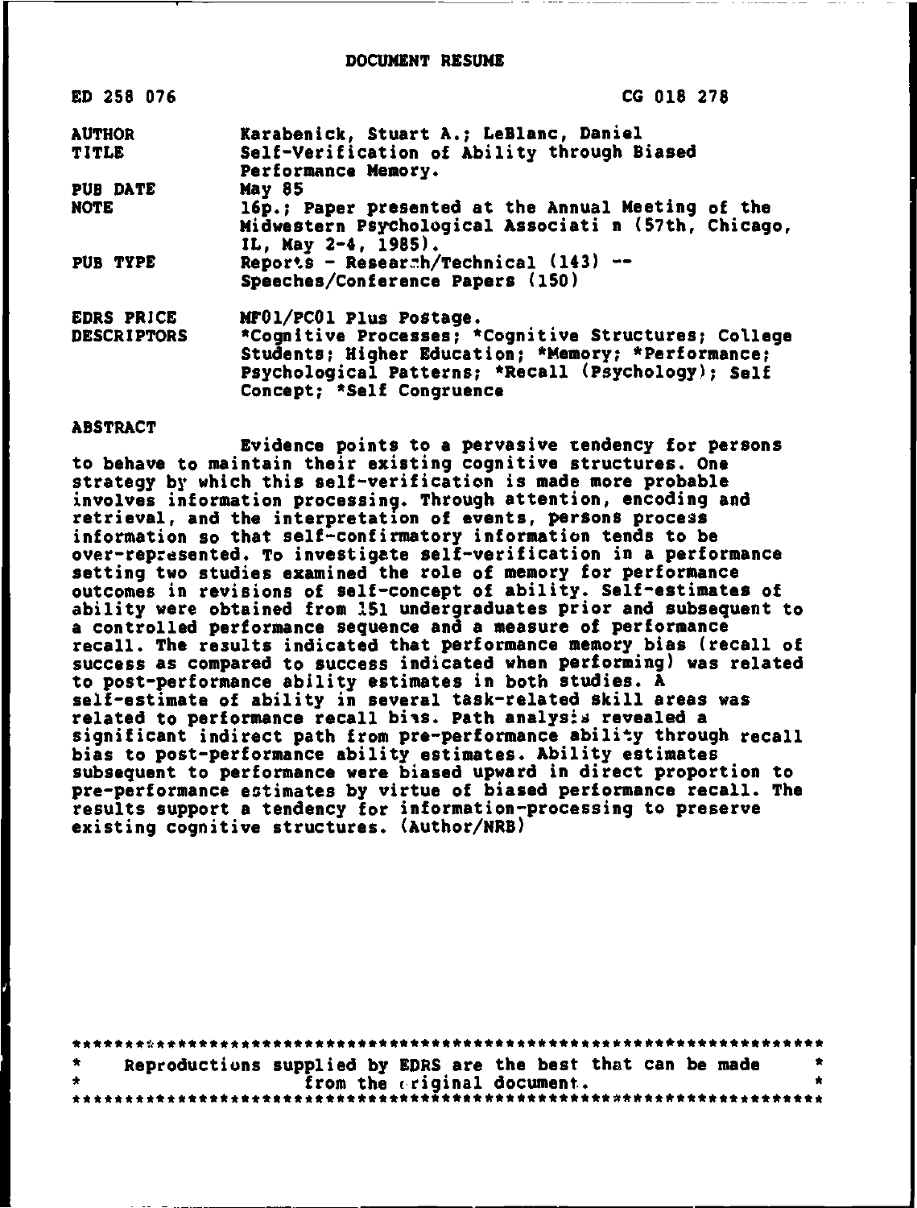# DOCUMENT RESUME

| | |
|---|---|
| ED 258 076 | CG 018 278 |
| AUTHOR | Karabenick, Stuart A.; LeBlanc, Daniel |
| TITLE | Self-Verification of Ability through Biased Performance Memory. |
| PUB DATE | May 85 |
| NOTE | 16p.; Paper presented at the Annual Meeting of the Midwestern Psychological Associati n (57th, Chicago, IL, May 2-4, 1985). |
| PUB TYPE | Reports - Research/Technical (143) -- Speeches/Conference Papers (150) |
| EDRS PRICE | MF01/PC01 Plus Postage. |
| DESCRIPTORS | *Cognitive Processes; *Cognitive Structures; College Students; Higher Education; *Memory; *Performance; Psychological Patterns; *Recall (Psychology); Self Concept; *Self Congruence |

## ABSTRACT

Evidence points to a pervasive tendency for persons to behave to maintain their existing cognitive structures. One strategy by which this self-verification is made more probable involves information processing. Through attention, encoding and retrieval, and the interpretation of events, persons process information so that self-confirmatory information tends to be over-represented. To investigate self-verification in a performance setting two studies examined the role of memory for performance outcomes in revisions of self-concept of ability. Self-estimates of ability were obtained from 151 undergraduates prior and subsequent to a controlled performance sequence and a measure of performance recall. The results indicated that performance memory bias (recall of success as compared to success indicated when performing) was related to post-performance ability estimates in both studies. A self-estimate of ability in several task-related skill areas was related to performance recall bias. Path analysis revealed a significant indirect path from pre-performance ability through recall bias to post-performance ability estimates. Ability estimates subsequent to performance were biased upward in direct proportion to pre-performance estimates by virtue of biased performance recall. The results support a tendency for information-processing to preserve existing cognitive structures. (Author/NRB)

***********************************************************************
* Reproductions supplied by EDRS are the best that can be made *
* from the original document. *
***********************************************************************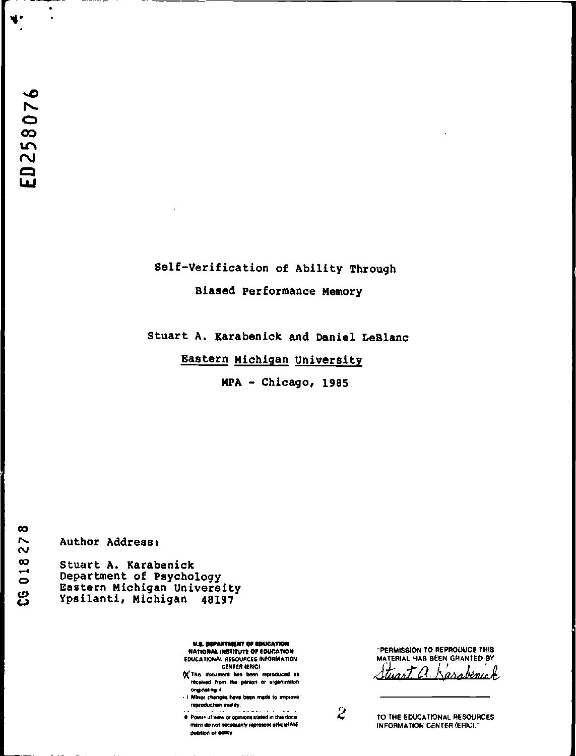ED258076

# Self-Verification of Ability Through Biased Performance Memory

Stuart A. Karabenick and Daniel LeBlanc

Eastern Michigan University

MPA - Chicago, 1985

CG 018278

Author Address:

Stuart A. Karabenick
Department of Psychology
Eastern Michigan University
Ypsilanti, Michigan 48197

**U.S. DEPARTMENT OF EDUCATION**
**NATIONAL INSTITUTE OF EDUCATION**
EDUCATIONAL RESOURCES INFORMATION CENTER (ERIC)

- [X] This document has been reproduced as received from the person or organization originating it.
- [ ] Minor changes have been made to improve reproduction quality.

- Points of view or opinions stated in this document do not necessarily represent official NIE position or policy.

"PERMISSION TO REPRODUCE THIS MATERIAL HAS BEEN GRANTED BY
Stuart A. Karabenick

TO THE EDUCATIONAL RESOURCES INFORMATION CENTER (ERIC)."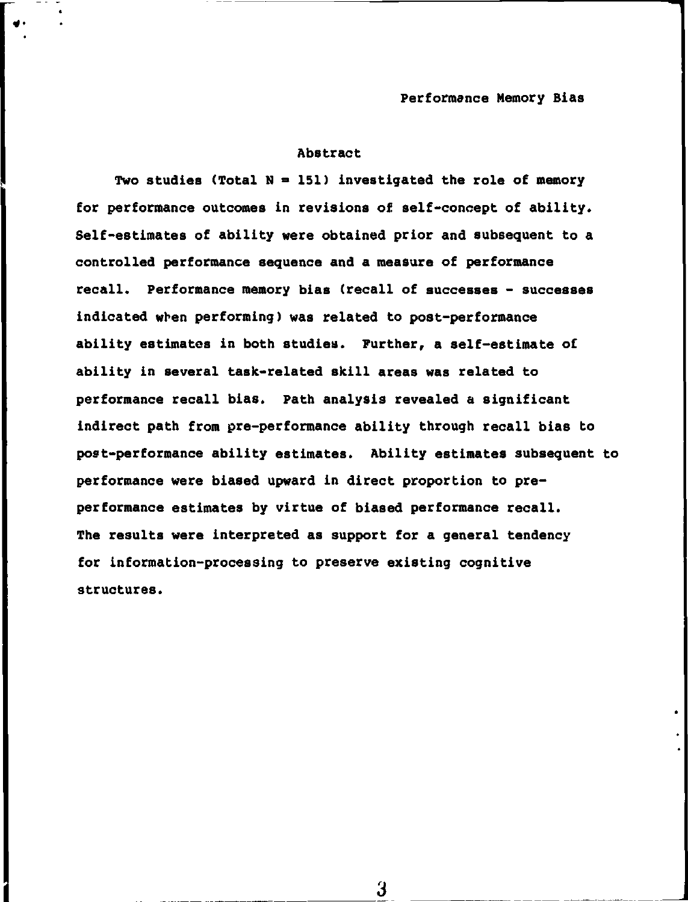## Abstract

Two studies (Total N = 151) investigated the role of memory for performance outcomes in revisions of self-concept of ability. Self-estimates of ability were obtained prior and subsequent to a controlled performance sequence and a measure of performance recall. Performance memory bias (recall of successes - successes indicated when performing) was related to post-performance ability estimates in both studies. Further, a self-estimate of ability in several task-related skill areas was related to performance recall bias. Path analysis revealed a significant indirect path from pre-performance ability through recall bias to post-performance ability estimates. Ability estimates subsequent to performance were biased upward in direct proportion to pre-performance estimates by virtue of biased performance recall. The results were interpreted as support for a general tendency for information-processing to preserve existing cognitive structures.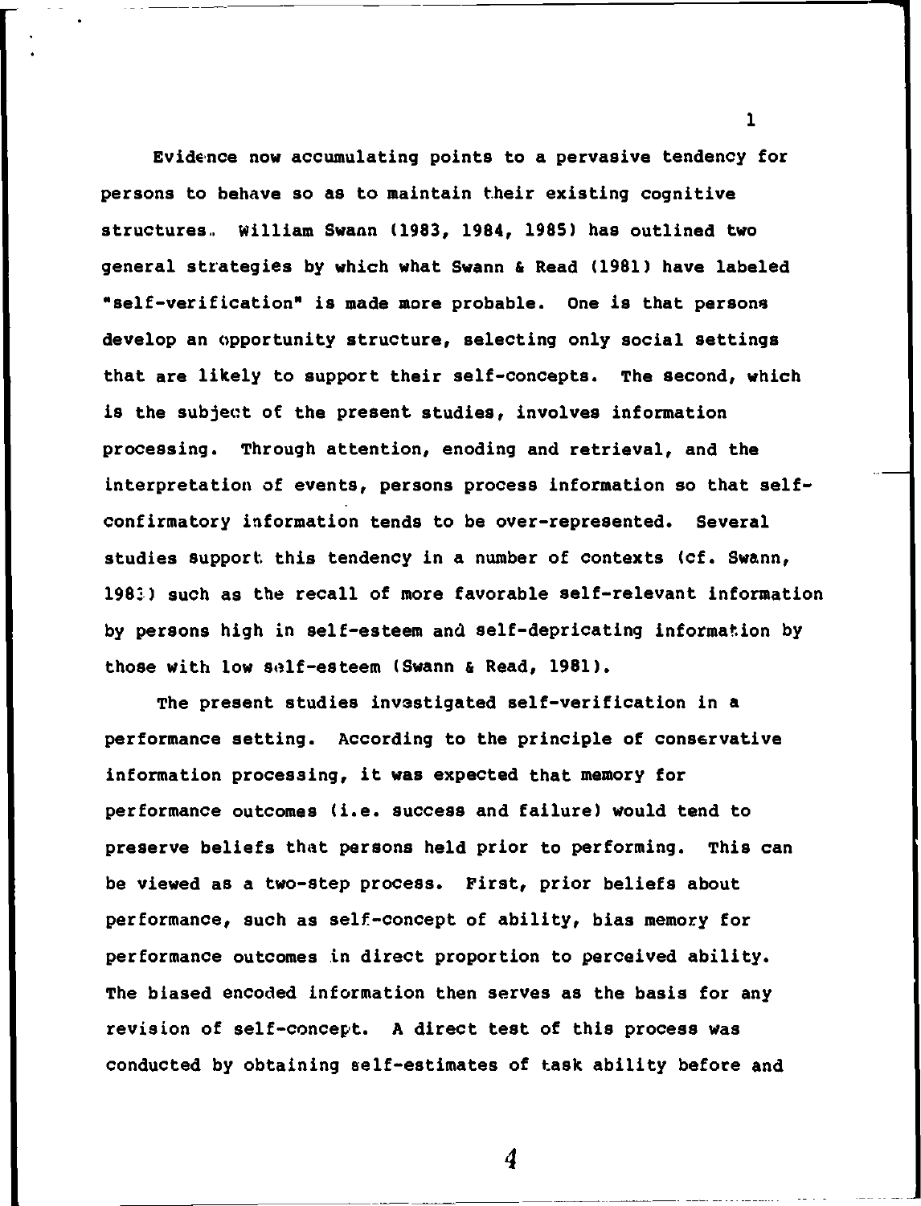Evidence now accumulating points to a pervasive tendency for persons to behave so as to maintain their existing cognitive structures. William Swann (1983, 1984, 1985) has outlined two general strategies by which what Swann & Read (1981) have labeled "self-verification" is made more probable. One is that persons develop an opportunity structure, selecting only social settings that are likely to support their self-concepts. The second, which is the subject of the present studies, involves information processing. Through attention, enoding and retrieval, and the interpretation of events, persons process information so that self-confirmatory information tends to be over-represented. Several studies support this tendency in a number of contexts (cf. Swann, 1983) such as the recall of more favorable self-relevant information by persons high in self-esteem and self-depricating information by those with low self-esteem (Swann & Read, 1981).

The present studies investigated self-verification in a performance setting. According to the principle of conservative information processing, it was expected that memory for performance outcomes (i.e. success and failure) would tend to preserve beliefs that persons held prior to performing. This can be viewed as a two-step process. First, prior beliefs about performance, such as self-concept of ability, bias memory for performance outcomes in direct proportion to perceived ability. The biased encoded information then serves as the basis for any revision of self-concept. A direct test of this process was conducted by obtaining self-estimates of task ability before and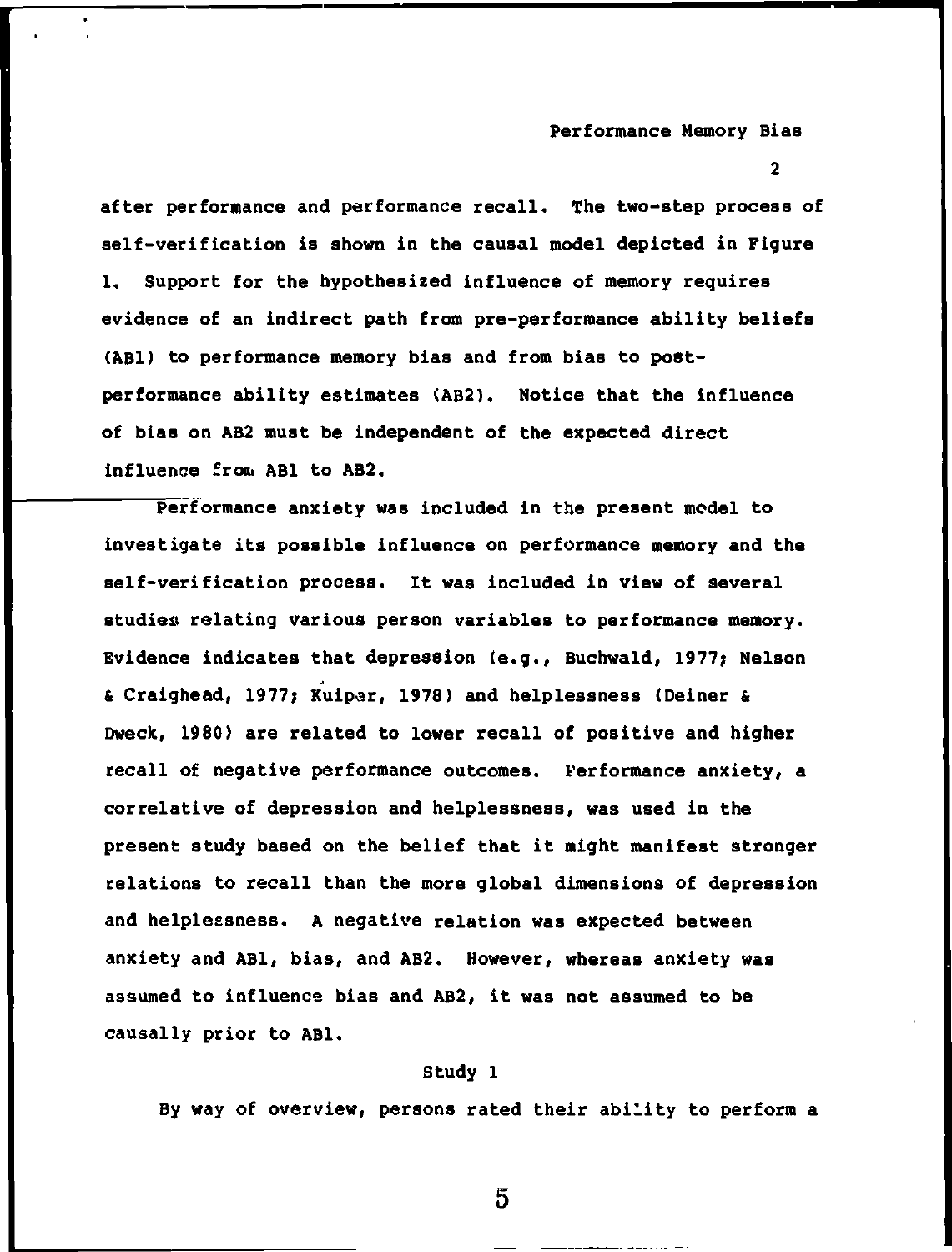after performance and performance recall. The two-step process of self-verification is shown in the causal model depicted in Figure 1. Support for the hypothesized influence of memory requires evidence of an indirect path from pre-performance ability beliefs (AB1) to performance memory bias and from bias to post-performance ability estimates (AB2). Notice that the influence of bias on AB2 must be independent of the expected direct influence from AB1 to AB2.

Performance anxiety was included in the present model to investigate its possible influence on performance memory and the self-verification process. It was included in view of several studies relating various person variables to performance memory. Evidence indicates that depression (e.g., Buchwald, 1977; Nelson & Craighead, 1977; Kuiper, 1978) and helplessness (Deiner & Dweck, 1980) are related to lower recall of positive and higher recall of negative performance outcomes. Performance anxiety, a correlative of depression and helplessness, was used in the present study based on the belief that it might manifest stronger relations to recall than the more global dimensions of depression and helplessness. A negative relation was expected between anxiety and AB1, bias, and AB2. However, whereas anxiety was assumed to influence bias and AB2, it was not assumed to be causally prior to AB1.

## Study 1

By way of overview, persons rated their ability to perform a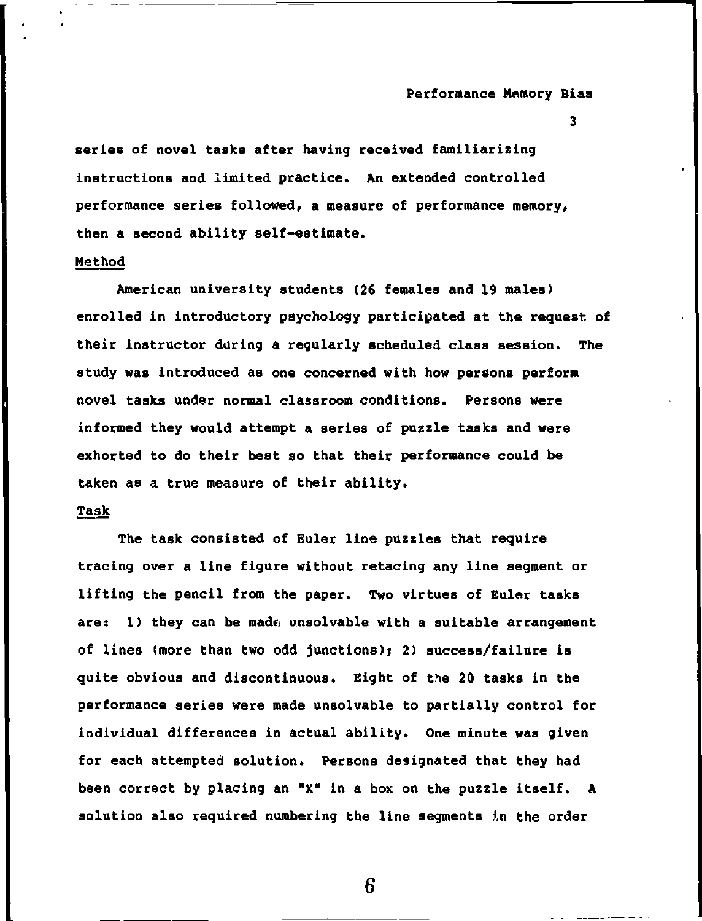series of novel tasks after having received familiarizing instructions and limited practice. An extended controlled performance series followed, a measure of performance memory, then a second ability self-estimate.

## Method

American university students (26 females and 19 males) enrolled in introductory psychology participated at the request of their instructor during a regularly scheduled class session. The study was introduced as one concerned with how persons perform novel tasks under normal classroom conditions. Persons were informed they would attempt a series of puzzle tasks and were exhorted to do their best so that their performance could be taken as a true measure of their ability.

## Task

The task consisted of Euler line puzzles that require tracing over a line figure without retacing any line segment or lifting the pencil from the paper. Two virtues of Euler tasks are: 1) they can be made unsolvable with a suitable arrangement of lines (more than two odd junctions); 2) success/failure is quite obvious and discontinuous. Eight of the 20 tasks in the performance series were made unsolvable to partially control for individual differences in actual ability. One minute was given for each attempted solution. Persons designated that they had been correct by placing an "X" in a box on the puzzle itself. A solution also required numbering the line segments in the order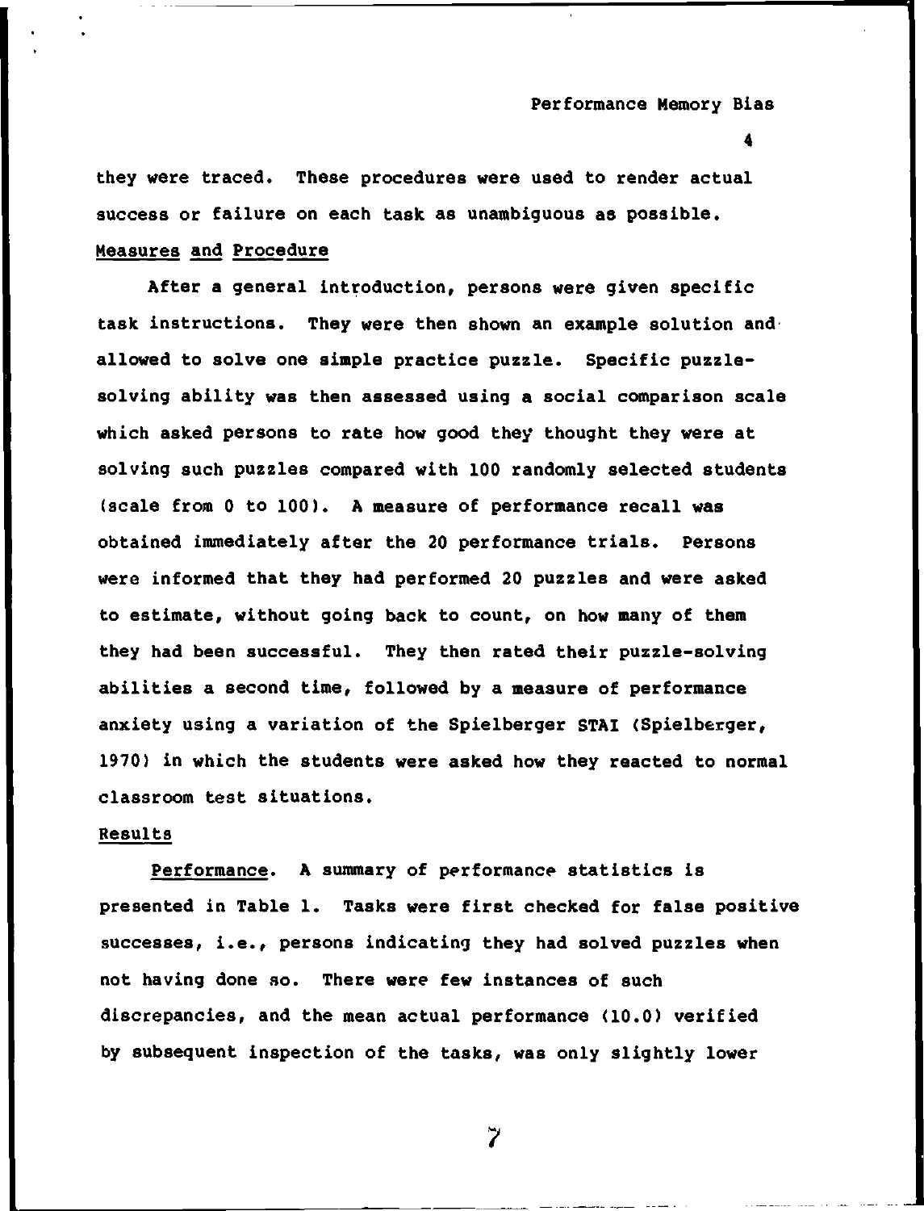they were traced. These procedures were used to render actual success or failure on each task as unambiguous as possible.

## Measures and Procedure

After a general introduction, persons were given specific task instructions. They were then shown an example solution and allowed to solve one simple practice puzzle. Specific puzzle-solving ability was then assessed using a social comparison scale which asked persons to rate how good they thought they were at solving such puzzles compared with 100 randomly selected students (scale from 0 to 100). A measure of performance recall was obtained immediately after the 20 performance trials. Persons were informed that they had performed 20 puzzles and were asked to estimate, without going back to count, on how many of them they had been successful. They then rated their puzzle-solving abilities a second time, followed by a measure of performance anxiety using a variation of the Spielberger STAI (Spielberger, 1970) in which the students were asked how they reacted to normal classroom test situations.

## Results

Performance. A summary of performance statistics is presented in Table 1. Tasks were first checked for false positive successes, i.e., persons indicating they had solved puzzles when not having done so. There were few instances of such discrepancies, and the mean actual performance (10.0) verified by subsequent inspection of the tasks, was only slightly lower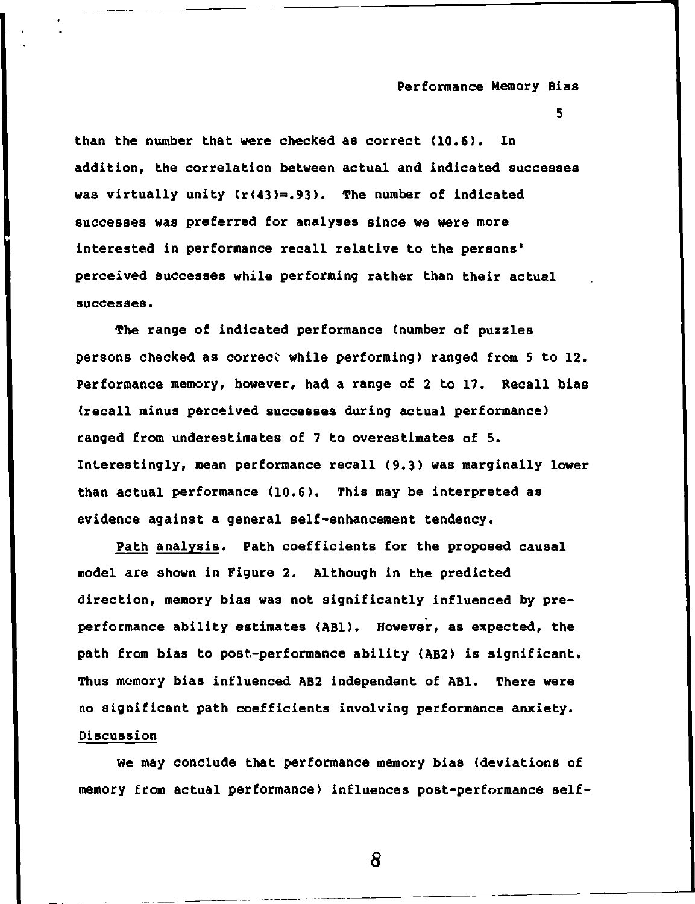than the number that were checked as correct (10.6). In addition, the correlation between actual and indicated successes was virtually unity ($r(43)=.93$). The number of indicated successes was preferred for analyses since we were more interested in performance recall relative to the persons' perceived successes while performing rather than their actual successes.

The range of indicated performance (number of puzzles persons checked as correct while performing) ranged from 5 to 12. Performance memory, however, had a range of 2 to 17. Recall bias (recall minus perceived successes during actual performance) ranged from underestimates of 7 to overestimates of 5. Interestingly, mean performance recall (9.3) was marginally lower than actual performance (10.6). This may be interpreted as evidence against a general self-enhancement tendency.

Path analysis. Path coefficients for the proposed causal model are shown in Figure 2. Although in the predicted direction, memory bias was not significantly influenced by pre-performance ability estimates (AB1). However, as expected, the path from bias to post-performance ability (AB2) is significant. Thus memory bias influenced AB2 independent of AB1. There were no significant path coefficients involving performance anxiety.

## Discussion

We may conclude that performance memory bias (deviations of memory from actual performance) influences post-performance self-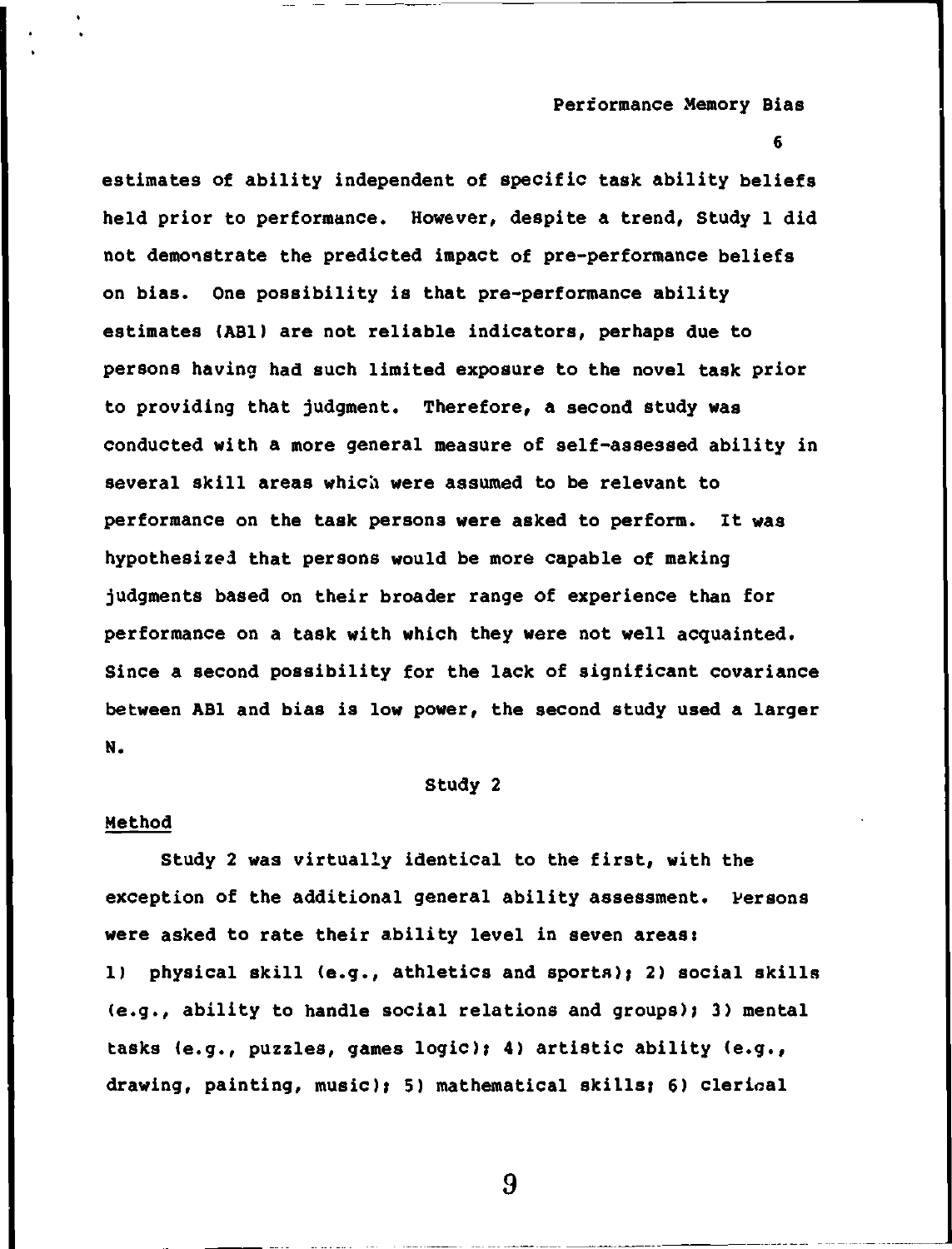estimates of ability independent of specific task ability beliefs held prior to performance. However, despite a trend, Study 1 did not demonstrate the predicted impact of pre-performance beliefs on bias. One possibility is that pre-performance ability estimates (AB1) are not reliable indicators, perhaps due to persons having had such limited exposure to the novel task prior to providing that judgment. Therefore, a second study was conducted with a more general measure of self-assessed ability in several skill areas which were assumed to be relevant to performance on the task persons were asked to perform. It was hypothesized that persons would be more capable of making judgments based on their broader range of experience than for performance on a task with which they were not well acquainted. Since a second possibility for the lack of significant covariance between AB1 and bias is low power, the second study used a larger N.

## Study 2

### Method

Study 2 was virtually identical to the first, with the exception of the additional general ability assessment. Persons were asked to rate their ability level in seven areas: 1) physical skill (e.g., athletics and sports); 2) social skills (e.g., ability to handle social relations and groups); 3) mental tasks (e.g., puzzles, games logic); 4) artistic ability (e.g., drawing, painting, music); 5) mathematical skills; 6) clerical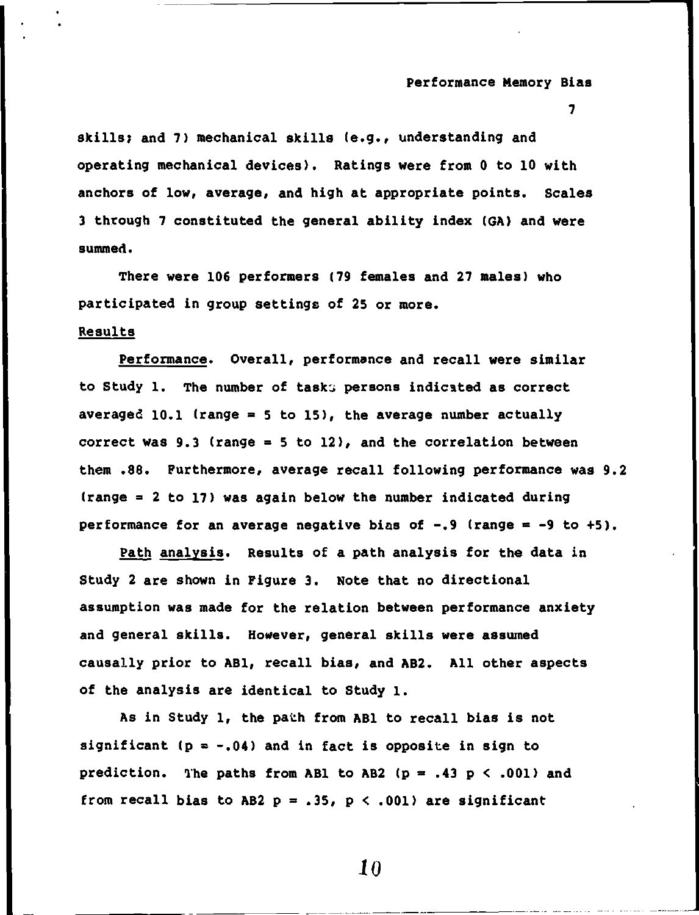skills; and 7) mechanical skills (e.g., understanding and operating mechanical devices). Ratings were from 0 to 10 with anchors of low, average, and high at appropriate points. Scales 3 through 7 constituted the general ability index (GA) and were summed.

There were 106 performers (79 females and 27 males) who participated in group settings of 25 or more.

## Results

*Performance*. Overall, performance and recall were similar to Study 1. The number of tasks persons indicated as correct averaged 10.1 (range = 5 to 15), the average number actually correct was 9.3 (range = 5 to 12), and the correlation between them .88. Furthermore, average recall following performance was 9.2 (range = 2 to 17) was again below the number indicated during performance for an average negative bias of -.9 (range = -9 to +5).

*Path analysis*. Results of a path analysis for the data in Study 2 are shown in Figure 3. Note that no directional assumption was made for the relation between performance anxiety and general skills. However, general skills were assumed causally prior to AB1, recall bias, and AB2. All other aspects of the analysis are identical to Study 1.

As in Study 1, the path from AB1 to recall bias is not significant ($p = -.04$) and in fact is opposite in sign to prediction. The paths from AB1 to AB2 ($p = .43$ $p < .001$) and from recall bias to AB2 $p = .35$, $p < .001$) are significant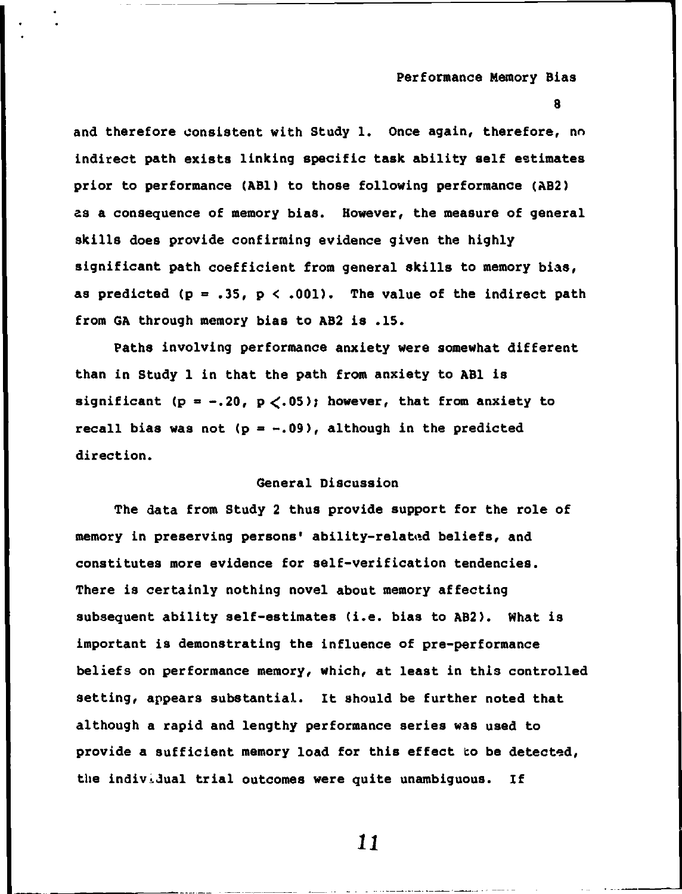and therefore consistent with Study 1. Once again, therefore, no indirect path exists linking specific task ability self estimates prior to performance (AB1) to those following performance (AB2) as a consequence of memory bias. However, the measure of general skills does provide confirming evidence given the highly significant path coefficient from general skills to memory bias, as predicted ($p = .35$, $p < .001$). The value of the indirect path from GA through memory bias to AB2 is .15.

Paths involving performance anxiety were somewhat different than in Study 1 in that the path from anxiety to AB1 is significant ($p = -.20$, $p < .05$); however, that from anxiety to recall bias was not ($p = -.09$), although in the predicted direction.

## General Discussion

The data from Study 2 thus provide support for the role of memory in preserving persons' ability-related beliefs, and constitutes more evidence for self-verification tendencies. There is certainly nothing novel about memory affecting subsequent ability self-estimates (i.e. bias to AB2). What is important is demonstrating the influence of pre-performance beliefs on performance memory, which, at least in this controlled setting, appears substantial. It should be further noted that although a rapid and lengthy performance series was used to provide a sufficient memory load for this effect to be detected, the individual trial outcomes were quite unambiguous. If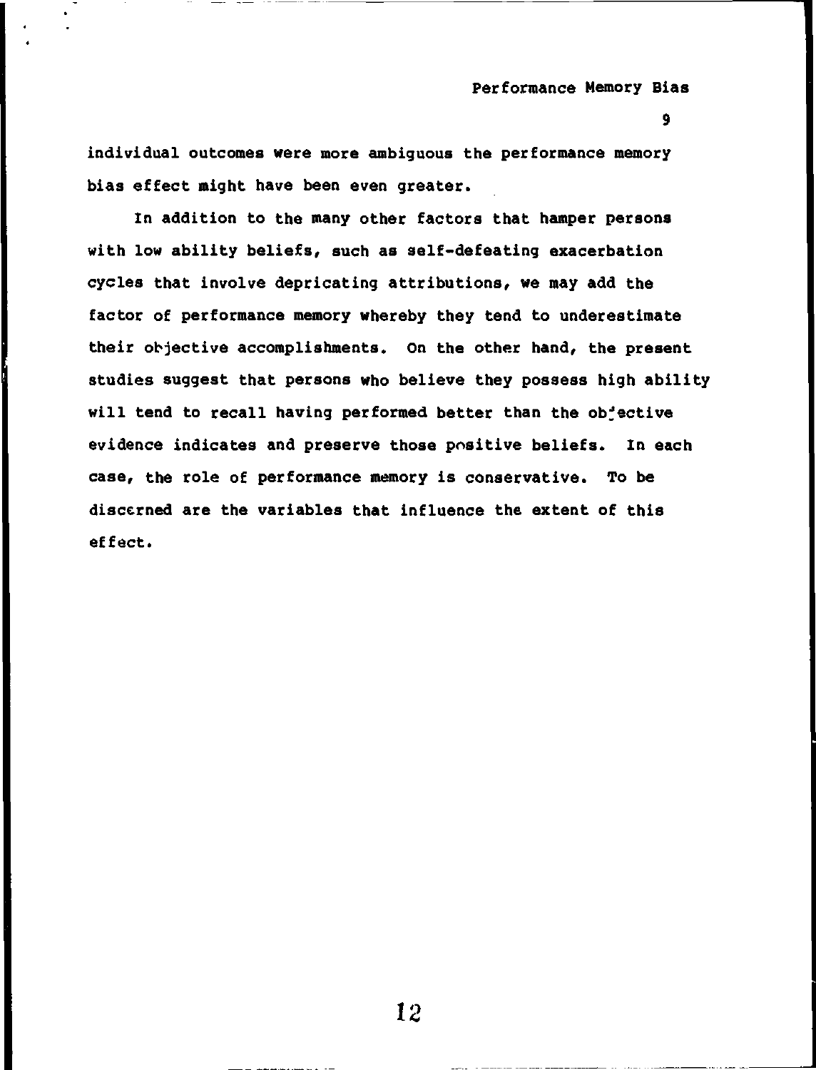individual outcomes were more ambiguous the performance memory bias effect might have been even greater.

In addition to the many other factors that hamper persons with low ability beliefs, such as self-defeating exacerbation cycles that involve depricating attributions, we may add the factor of performance memory whereby they tend to underestimate their objective accomplishments. On the other hand, the present studies suggest that persons who believe they possess high ability will tend to recall having performed better than the objective evidence indicates and preserve those positive beliefs. In each case, the role of performance memory is conservative. To be discerned are the variables that influence the extent of this effect.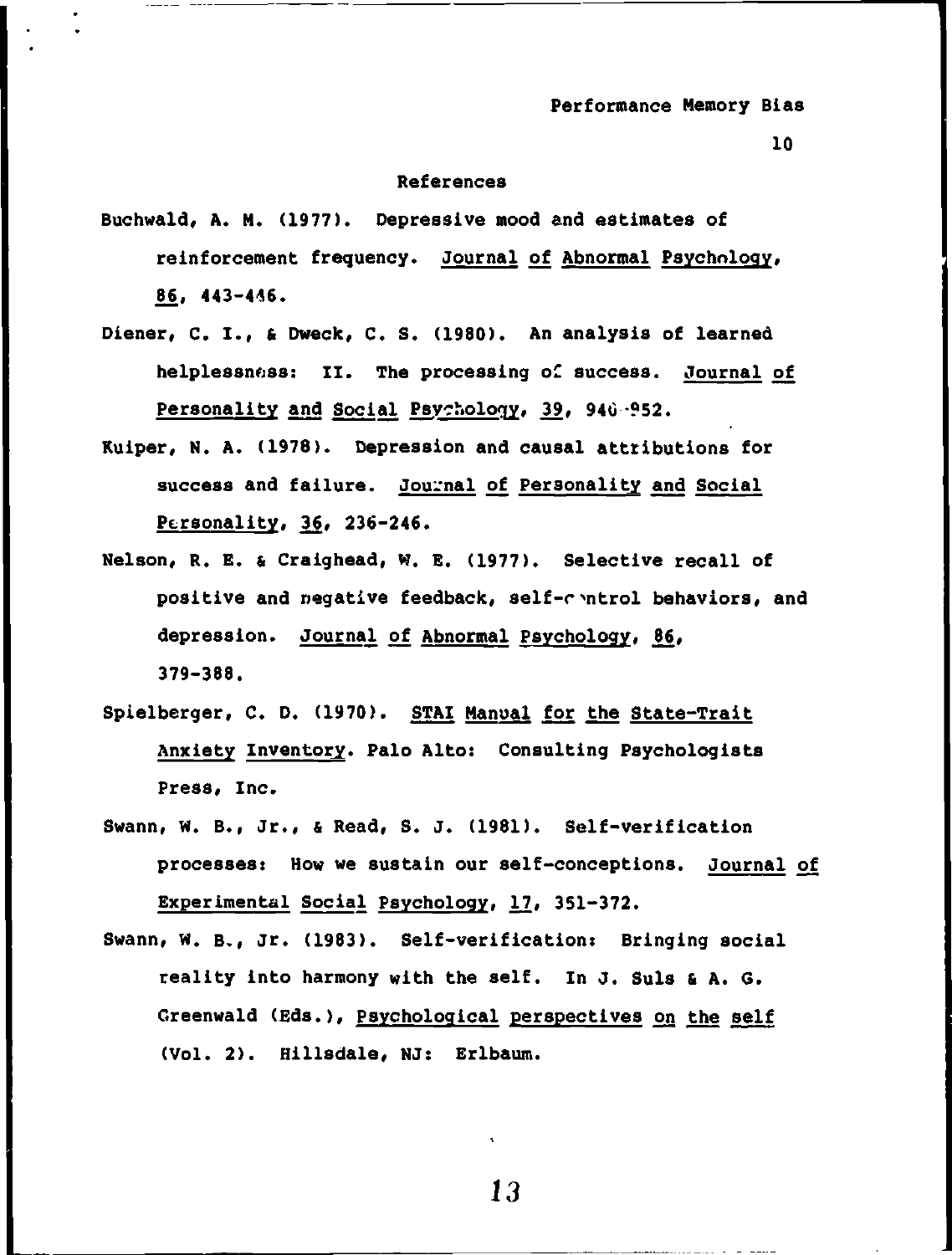## References

Buchwald, A. M. (1977). Depressive mood and estimates of reinforcement frequency. Journal of Abnormal Psychology, 86, 443-446.

Diener, C. I., & Dweck, C. S. (1980). An analysis of learned helplessness: II. The processing of success. Journal of Personality and Social Psychology, 39, 940-952.

Kuiper, N. A. (1978). Depression and causal attributions for success and failure. Journal of Personality and Social Personality, 36, 236-246.

Nelson, R. E. & Craighead, W. E. (1977). Selective recall of positive and negative feedback, self-control behaviors, and depression. Journal of Abnormal Psychology, 86, 379-388.

Spielberger, C. D. (1970). STAI Manual for the State-Trait Anxiety Inventory. Palo Alto: Consulting Psychologists Press, Inc.

Swann, W. B., Jr., & Read, S. J. (1981). Self-verification processes: How we sustain our self-conceptions. Journal of Experimental Social Psychology, 17, 351-372.

Swann, W. B., Jr. (1983). Self-verification: Bringing social reality into harmony with the self. In J. Suls & A. G. Greenwald (Eds.), Psychological perspectives on the self (Vol. 2). Hillsdale, NJ: Erlbaum.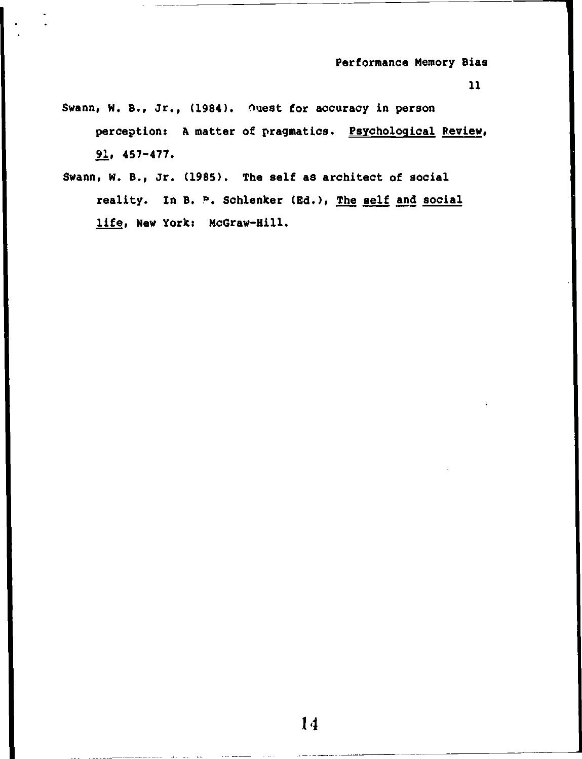Swann, W. B., Jr., (1984). Quest for accuracy in person perception: A matter of pragmatics. *Psychological Review*, *91*, 457-477.

Swann, W. B., Jr. (1985). The self as architect of social reality. In B. R. Schlenker (Ed.), *The self and social life*, New York: McGraw-Hill.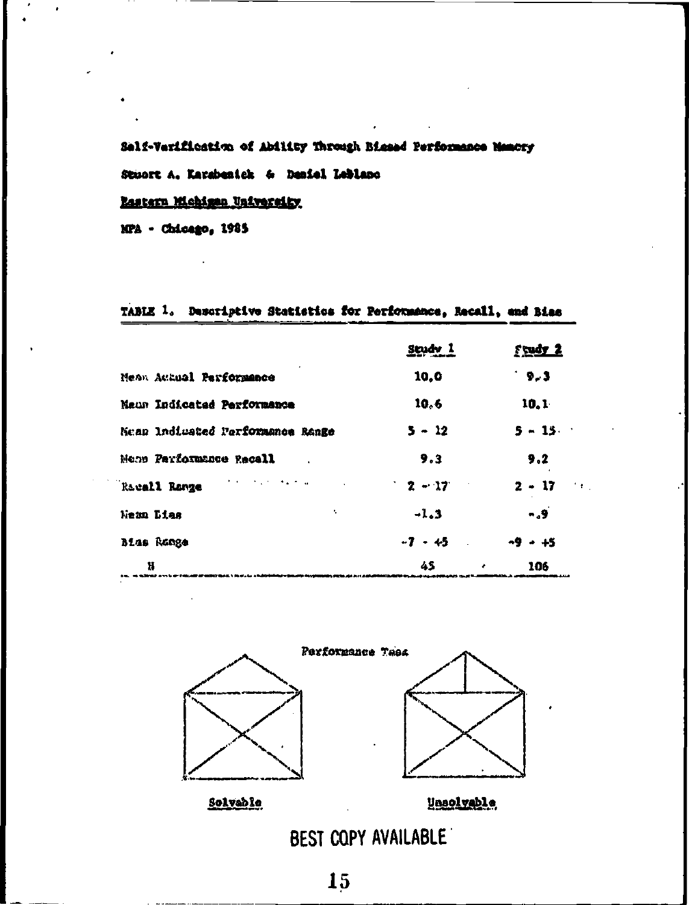Self-Verification of Ability Through Biased Performance Memory

Stuart A. Karabenick & Daniel LeBlanc

Eastern Michigan University

MPA - Chicago, 1985

**TABLE 1. Descriptive Statistics for Performance, Recall, and Bias**

| | Study 1 | Study 2 |
|---|---|---|
| Mean Actual Performance | 10.0 | 9.3 |
| Mean Indicated Performance | 10.6 | 10.1 |
| Mean Indicated Performance Range | 5 - 12 | 5 - 15 |
| Mean Performance Recall | 9.3 | 9.2 |
| Recall Range | 2 - 17 | 2 - 17 |
| Mean Bias | -1.3 | -.9 |
| Bias Range | -7 - +5 | -9 - +5 |
| N | 45 | 106 |

Performance Task

Solvable

Unsolvable

BEST COPY AVAILABLE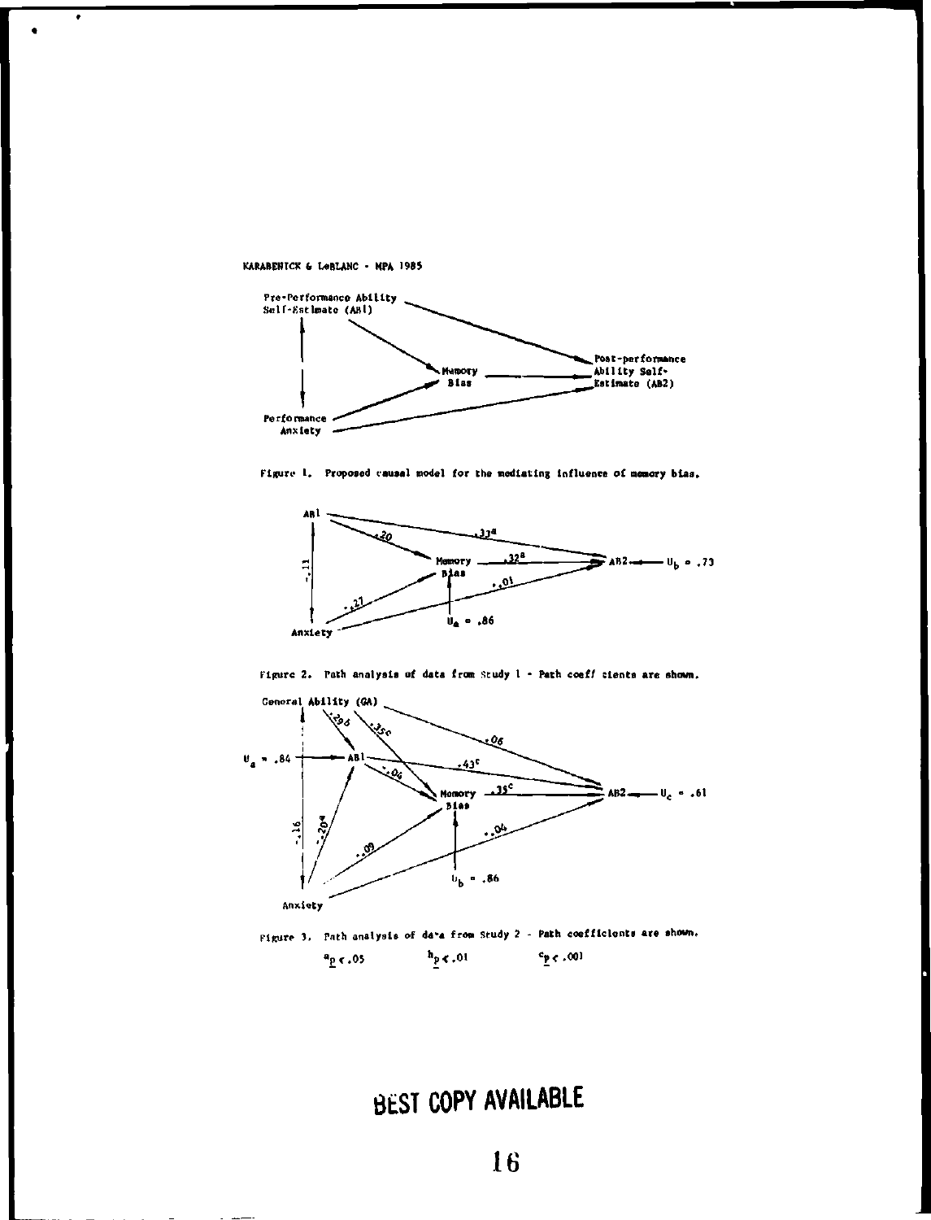KARABENICK & LeBLANC - MPA 1985

Pre-Performance Ability Self-Estimate (AB1)

Memory Bias

Post-performance Ability Self-Estimate (AB2)

Performance Anxiety

Figure 1. Proposed causal model for the mediating influence of memory bias.

AB1

.20

.33[a]

Memory Bias

.32[a]

AB2

$U_b$ = .73

-.11

-.27

-.01

$U_a$ = .86

Anxiety

Figure 2. Path analysis of data from Study 1 - Path coefficients are shown.

General Ability (GA)

.29b

.35c

.06

$U_a$ = .84

AB1

.43[c]

-.04

Memory Bias

.35[c]

AB2

$U_c$ = .61

-.16

-.20[a]

-.09

-.04

$U_b$ = .86

Anxiety

Figure 3. Path analysis of data from Study 2 - Path coefficients are shown.

[a]$p < .05$ [b]$p < .01$ [c]$p < .001$

BEST COPY AVAILABLE